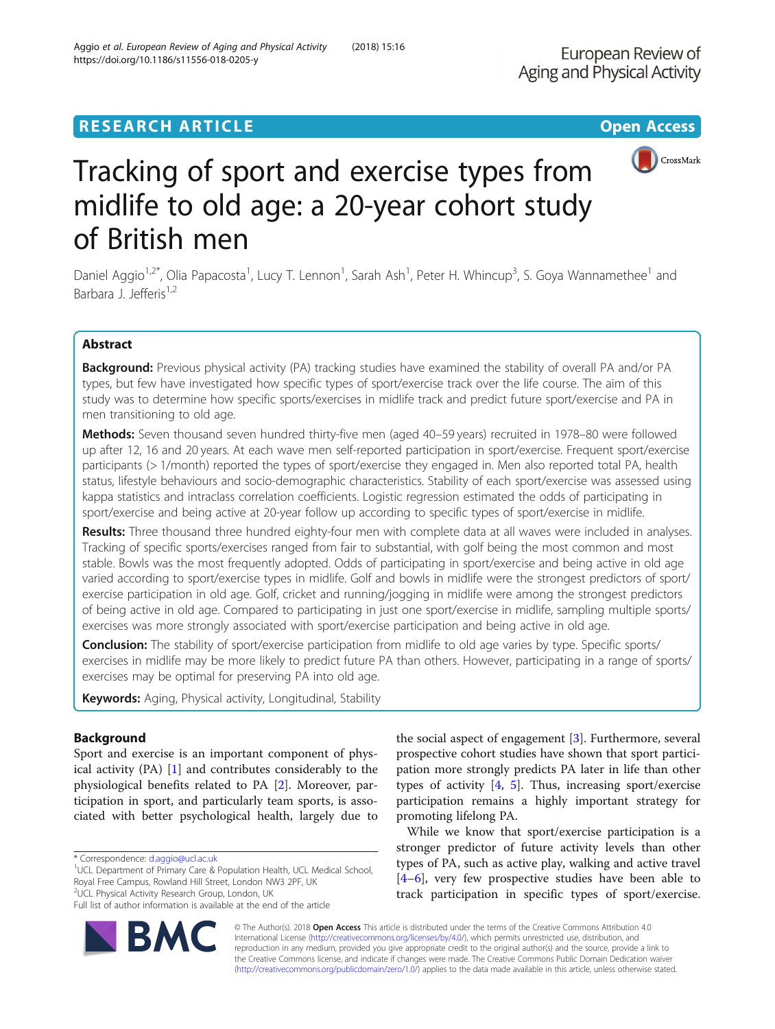RESEARCH ARTICLE

Open Access

# Tracking of sport and exercise types from midlife to old age: a 20-year cohort study of British men

Daniel Aggio[1,2*], Olia Papacosta[1], Lucy T. Lennon[1], Sarah Ash[1], Peter H. Whincup[3], S. Goya Wannamethee[1] and Barbara J. Jefferis[1,2]

## Abstract

**Background:** Previous physical activity (PA) tracking studies have examined the stability of overall PA and/or PA types, but few have investigated how specific types of sport/exercise track over the life course. The aim of this study was to determine how specific sports/exercises in midlife track and predict future sport/exercise and PA in men transitioning to old age.

**Methods:** Seven thousand seven hundred thirty-five men (aged 40–59 years) recruited in 1978–80 were followed up after 12, 16 and 20 years. At each wave men self-reported participation in sport/exercise. Frequent sport/exercise participants (> 1/month) reported the types of sport/exercise they engaged in. Men also reported total PA, health status, lifestyle behaviours and socio-demographic characteristics. Stability of each sport/exercise was assessed using kappa statistics and intraclass correlation coefficients. Logistic regression estimated the odds of participating in sport/exercise and being active at 20-year follow up according to specific types of sport/exercise in midlife.

**Results:** Three thousand three hundred eighty-four men with complete data at all waves were included in analyses. Tracking of specific sports/exercises ranged from fair to substantial, with golf being the most common and most stable. Bowls was the most frequently adopted. Odds of participating in sport/exercise and being active in old age varied according to sport/exercise types in midlife. Golf and bowls in midlife were the strongest predictors of sport/exercise participation in old age. Golf, cricket and running/jogging in midlife were among the strongest predictors of being active in old age. Compared to participating in just one sport/exercise in midlife, sampling multiple sports/exercises was more strongly associated with sport/exercise participation and being active in old age.

**Conclusion:** The stability of sport/exercise participation from midlife to old age varies by type. Specific sports/exercises in midlife may be more likely to predict future PA than others. However, participating in a range of sports/exercises may be optimal for preserving PA into old age.

**Keywords:** Aging, Physical activity, Longitudinal, Stability

## Background

Sport and exercise is an important component of physical activity (PA) [1] and contributes considerably to the physiological benefits related to PA [2]. Moreover, participation in sport, and particularly team sports, is associated with better psychological health, largely due to the social aspect of engagement [3]. Furthermore, several prospective cohort studies have shown that sport participation more strongly predicts PA later in life than other types of activity [4, 5]. Thus, increasing sport/exercise participation remains a highly important strategy for promoting lifelong PA.

While we know that sport/exercise participation is a stronger predictor of future activity levels than other types of PA, such as active play, walking and active travel [4–6], very few prospective studies have been able to track participation in specific types of sport/exercise.

* Correspondence: d.aggio@ucl.ac.uk
[1]UCL Department of Primary Care & Population Health, UCL Medical School, Royal Free Campus, Rowland Hill Street, London NW3 2PF, UK
[2]UCL Physical Activity Research Group, London, UK
Full list of author information is available at the end of the article

© The Author(s). 2018 **Open Access** This article is distributed under the terms of the Creative Commons Attribution 4.0 International License (http://creativecommons.org/licenses/by/4.0/), which permits unrestricted use, distribution, and reproduction in any medium, provided you give appropriate credit to the original author(s) and the source, provide a link to the Creative Commons license, and indicate if changes were made. The Creative Commons Public Domain Dedication waiver (http://creativecommons.org/publicdomain/zero/1.0/) applies to the data made available in this article, unless otherwise stated.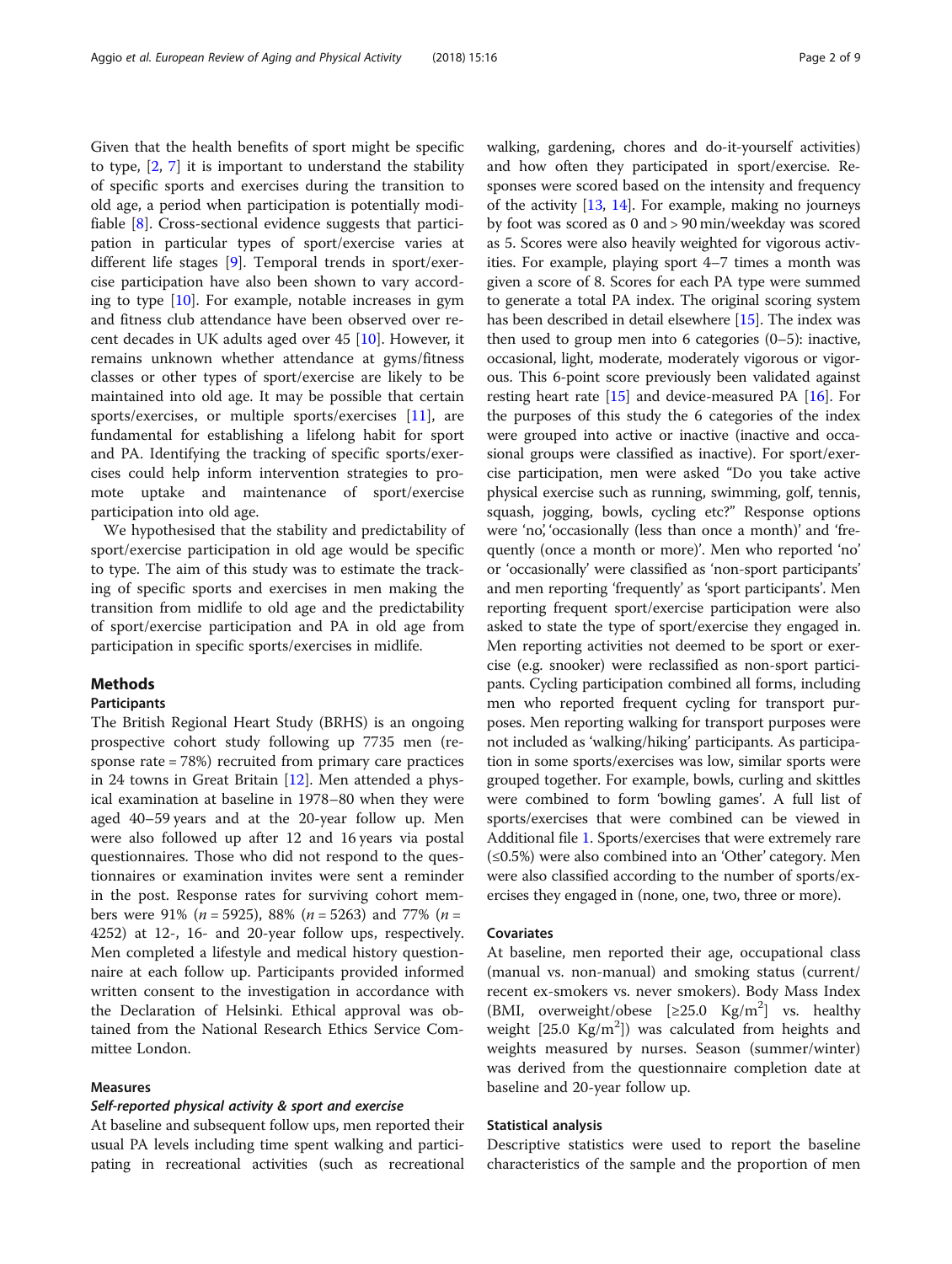Given that the health benefits of sport might be specific to type, [2, 7] it is important to understand the stability of specific sports and exercises during the transition to old age, a period when participation is potentially modifiable [8]. Cross-sectional evidence suggests that participation in particular types of sport/exercise varies at different life stages [9]. Temporal trends in sport/exercise participation have also been shown to vary according to type [10]. For example, notable increases in gym and fitness club attendance have been observed over recent decades in UK adults aged over 45 [10]. However, it remains unknown whether attendance at gyms/fitness classes or other types of sport/exercise are likely to be maintained into old age. It may be possible that certain sports/exercises, or multiple sports/exercises [11], are fundamental for establishing a lifelong habit for sport and PA. Identifying the tracking of specific sports/exercises could help inform intervention strategies to promote uptake and maintenance of sport/exercise participation into old age.

We hypothesised that the stability and predictability of sport/exercise participation in old age would be specific to type. The aim of this study was to estimate the tracking of specific sports and exercises in men making the transition from midlife to old age and the predictability of sport/exercise participation and PA in old age from participation in specific sports/exercises in midlife.

## Methods

### Participants

The British Regional Heart Study (BRHS) is an ongoing prospective cohort study following up 7735 men (response rate = 78%) recruited from primary care practices in 24 towns in Great Britain [12]. Men attended a physical examination at baseline in 1978–80 when they were aged 40–59 years and at the 20-year follow up. Men were also followed up after 12 and 16 years via postal questionnaires. Those who did not respond to the questionnaires or examination invites were sent a reminder in the post. Response rates for surviving cohort members were 91% ($n$ = 5925), 88% ($n$ = 5263) and 77% ($n$ = 4252) at 12-, 16- and 20-year follow ups, respectively. Men completed a lifestyle and medical history questionnaire at each follow up. Participants provided informed written consent to the investigation in accordance with the Declaration of Helsinki. Ethical approval was obtained from the National Research Ethics Service Committee London.

### Measures

#### *Self-reported physical activity & sport and exercise*

At baseline and subsequent follow ups, men reported their usual PA levels including time spent walking and participating in recreational activities (such as recreational walking, gardening, chores and do-it-yourself activities) and how often they participated in sport/exercise. Responses were scored based on the intensity and frequency of the activity [13, 14]. For example, making no journeys by foot was scored as 0 and > 90 min/weekday was scored as 5. Scores were also heavily weighted for vigorous activities. For example, playing sport 4–7 times a month was given a score of 8. Scores for each PA type were summed to generate a total PA index. The original scoring system has been described in detail elsewhere [15]. The index was then used to group men into 6 categories (0–5): inactive, occasional, light, moderate, moderately vigorous or vigorous. This 6-point score previously been validated against resting heart rate [15] and device-measured PA [16]. For the purposes of this study the 6 categories of the index were grouped into active or inactive (inactive and occasional groups were classified as inactive). For sport/exercise participation, men were asked "Do you take active physical exercise such as running, swimming, golf, tennis, squash, jogging, bowls, cycling etc?" Response options were 'no', 'occasionally (less than once a month)' and 'frequently (once a month or more)'. Men who reported 'no' or 'occasionally' were classified as 'non-sport participants' and men reporting 'frequently' as 'sport participants'. Men reporting frequent sport/exercise participation were also asked to state the type of sport/exercise they engaged in. Men reporting activities not deemed to be sport or exercise (e.g. snooker) were reclassified as non-sport participants. Cycling participation combined all forms, including men who reported frequent cycling for transport purposes. Men reporting walking for transport purposes were not included as 'walking/hiking' participants. As participation in some sports/exercises was low, similar sports were grouped together. For example, bowls, curling and skittles were combined to form 'bowling games'. A full list of sports/exercises that were combined can be viewed in Additional file 1. Sports/exercises that were extremely rare (≤0.5%) were also combined into an 'Other' category. Men were also classified according to the number of sports/exercises they engaged in (none, one, two, three or more).

### Covariates

At baseline, men reported their age, occupational class (manual vs. non-manual) and smoking status (current/recent ex-smokers vs. never smokers). Body Mass Index (BMI, overweight/obese [≥25.0 Kg/m$^2$] vs. healthy weight [25.0 Kg/m$^2$]) was calculated from heights and weights measured by nurses. Season (summer/winter) was derived from the questionnaire completion date at baseline and 20-year follow up.

### Statistical analysis

Descriptive statistics were used to report the baseline characteristics of the sample and the proportion of men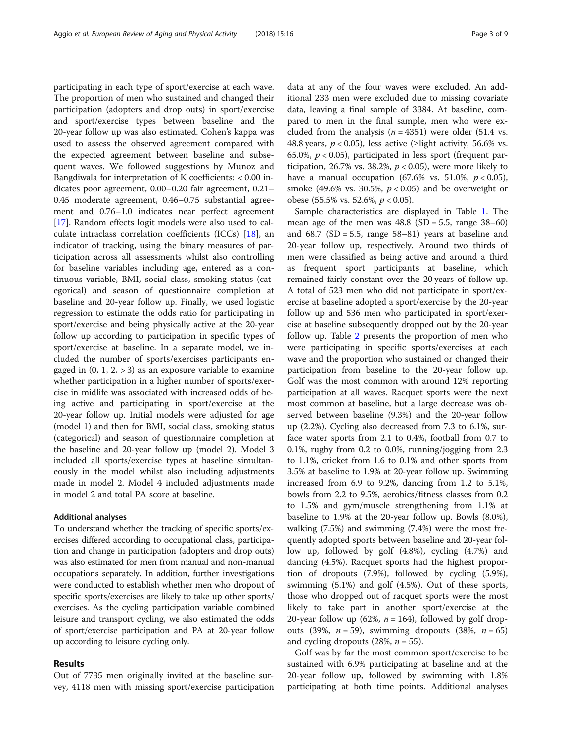participating in each type of sport/exercise at each wave. The proportion of men who sustained and changed their participation (adopters and drop outs) in sport/exercise and sport/exercise types between baseline and the 20-year follow up was also estimated. Cohen's kappa was used to assess the observed agreement compared with the expected agreement between baseline and subsequent waves. We followed suggestions by Munoz and Bangdiwala for interpretation of K coefficients: < 0.00 indicates poor agreement, 0.00–0.20 fair agreement, 0.21–0.45 moderate agreement, 0.46–0.75 substantial agreement and 0.76–1.0 indicates near perfect agreement [17]. Random effects logit models were also used to calculate intraclass correlation coefficients (ICCs) [18], an indicator of tracking, using the binary measures of participation across all assessments whilst also controlling for baseline variables including age, entered as a continuous variable, BMI, social class, smoking status (categorical) and season of questionnaire completion at baseline and 20-year follow up. Finally, we used logistic regression to estimate the odds ratio for participating in sport/exercise and being physically active at the 20-year follow up according to participation in specific types of sport/exercise at baseline. In a separate model, we included the number of sports/exercises participants engaged in (0, 1, 2, > 3) as an exposure variable to examine whether participation in a higher number of sports/exercise in midlife was associated with increased odds of being active and participating in sport/exercise at the 20-year follow up. Initial models were adjusted for age (model 1) and then for BMI, social class, smoking status (categorical) and season of questionnaire completion at the baseline and 20-year follow up (model 2). Model 3 included all sports/exercise types at baseline simultaneously in the model whilst also including adjustments made in model 2. Model 4 included adjustments made in model 2 and total PA score at baseline.

### Additional analyses

To understand whether the tracking of specific sports/exercises differed according to occupational class, participation and change in participation (adopters and drop outs) was also estimated for men from manual and non-manual occupations separately. In addition, further investigations were conducted to establish whether men who dropout of specific sports/exercises are likely to take up other sports/exercises. As the cycling participation variable combined leisure and transport cycling, we also estimated the odds of sport/exercise participation and PA at 20-year follow up according to leisure cycling only.

## Results

Out of 7735 men originally invited at the baseline survey, 4118 men with missing sport/exercise participation data at any of the four waves were excluded. An additional 233 men were excluded due to missing covariate data, leaving a final sample of 3384. At baseline, compared to men in the final sample, men who were excluded from the analysis ($n = 4351$) were older (51.4 vs. 48.8 years, $p < 0.05$), less active (≥light activity, 56.6% vs. 65.0%, $p < 0.05$), participated in less sport (frequent participation, 26.7% vs. 38.2%, $p < 0.05$), were more likely to have a manual occupation (67.6% vs. 51.0%, $p < 0.05$), smoke (49.6% vs. 30.5%, $p < 0.05$) and be overweight or obese (55.5% vs. 52.6%, $p < 0.05$).

Sample characteristics are displayed in Table 1. The mean age of the men was 48.8 (SD = 5.5, range 38–60) and 68.7 (SD = 5.5, range 58–81) years at baseline and 20-year follow up, respectively. Around two thirds of men were classified as being active and around a third as frequent sport participants at baseline, which remained fairly constant over the 20 years of follow up. A total of 523 men who did not participate in sport/exercise at baseline adopted a sport/exercise by the 20-year follow up and 536 men who participated in sport/exercise at baseline subsequently dropped out by the 20-year follow up. Table 2 presents the proportion of men who were participating in specific sports/exercises at each wave and the proportion who sustained or changed their participation from baseline to the 20-year follow up. Golf was the most common with around 12% reporting participation at all waves. Racquet sports were the next most common at baseline, but a large decrease was observed between baseline (9.3%) and the 20-year follow up (2.2%). Cycling also decreased from 7.3 to 6.1%, surface water sports from 2.1 to 0.4%, football from 0.7 to 0.1%, rugby from 0.2 to 0.0%, running/jogging from 2.3 to 1.1%, cricket from 1.6 to 0.1% and other sports from 3.5% at baseline to 1.9% at 20-year follow up. Swimming increased from 6.9 to 9.2%, dancing from 1.2 to 5.1%, bowls from 2.2 to 9.5%, aerobics/fitness classes from 0.2 to 1.5% and gym/muscle strengthening from 1.1% at baseline to 1.9% at the 20-year follow up. Bowls (8.0%), walking (7.5%) and swimming (7.4%) were the most frequently adopted sports between baseline and 20-year follow up, followed by golf (4.8%), cycling (4.7%) and dancing (4.5%). Racquet sports had the highest proportion of dropouts (7.9%), followed by cycling (5.9%), swimming (5.1%) and golf (4.5%). Out of these sports, those who dropped out of racquet sports were the most likely to take part in another sport/exercise at the 20-year follow up (62%, $n = 164$), followed by golf dropouts (39%, $n = 59$), swimming dropouts (38%, $n = 65$) and cycling dropouts (28%, $n = 55$).

Golf was by far the most common sport/exercise to be sustained with 6.9% participating at baseline and at the 20-year follow up, followed by swimming with 1.8% participating at both time points. Additional analyses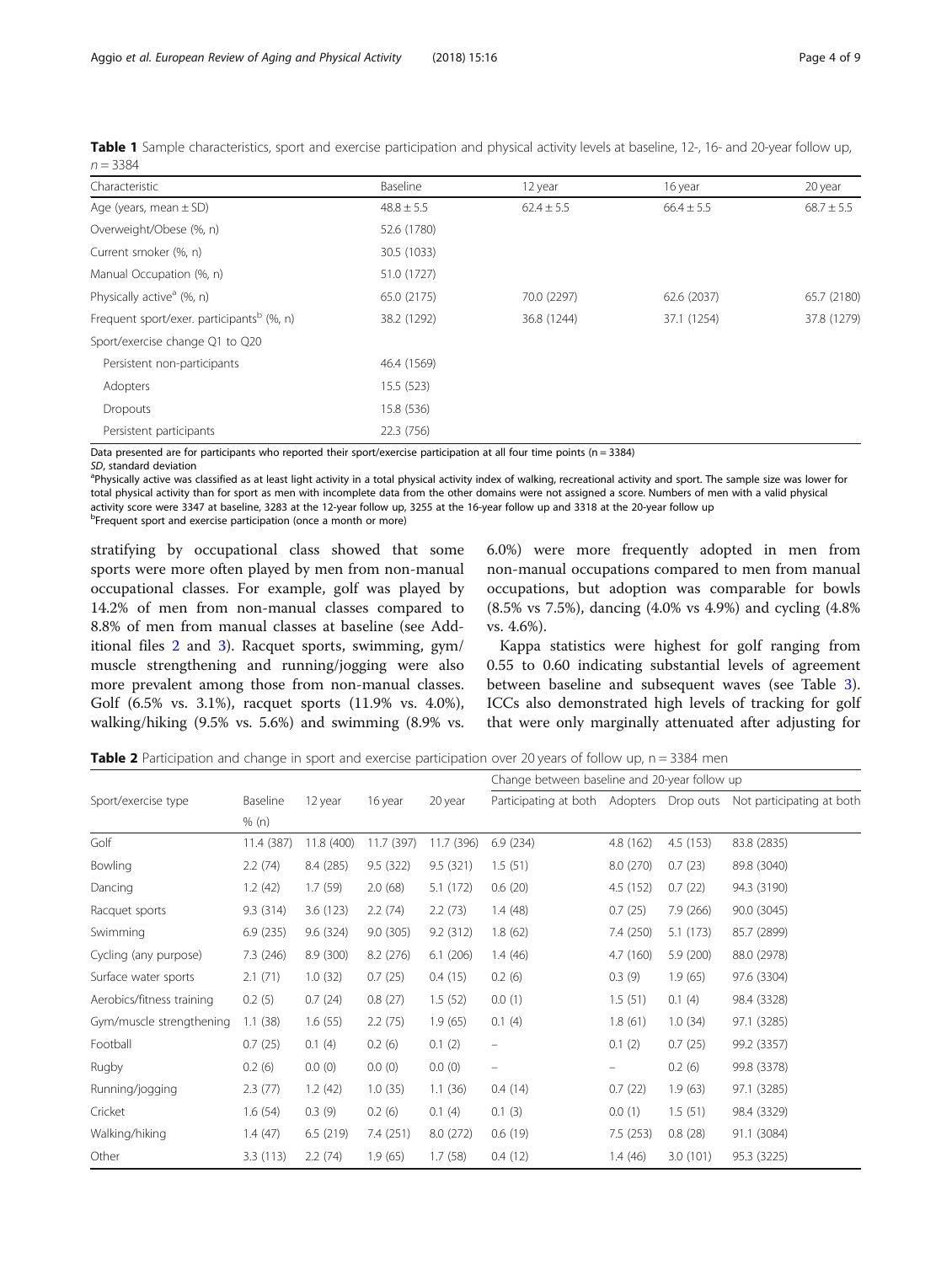**Table 1** Sample characteristics, sport and exercise participation and physical activity levels at baseline, 12-, 16- and 20-year follow up, n = 3384

| Characteristic | Baseline | 12 year | 16 year | 20 year |
|---|---|---|---|---|
| Age (years, mean ± SD) | 48.8 ± 5.5 | 62.4 ± 5.5 | 66.4 ± 5.5 | 68.7 ± 5.5 |
| Overweight/Obese (%, n) | 52.6 (1780) | | | |
| Current smoker (%, n) | 30.5 (1033) | | | |
| Manual Occupation (%, n) | 51.0 (1727) | | | |
| Physically active[a] (%, n) | 65.0 (2175) | 70.0 (2297) | 62.6 (2037) | 65.7 (2180) |
| Frequent sport/exer. participants[b] (%, n) | 38.2 (1292) | 36.8 (1244) | 37.1 (1254) | 37.8 (1279) |
| Sport/exercise change Q1 to Q20 | | | | |
| Persistent non-participants | 46.4 (1569) | | | |
| Adopters | 15.5 (523) | | | |
| Dropouts | 15.8 (536) | | | |
| Persistent participants | 22.3 (756) | | | |

Data presented are for participants who reported their sport/exercise participation at all four time points (n = 3384)

*SD*, standard deviation

[a]Physically active was classified as at least light activity in a total physical activity index of walking, recreational activity and sport. The sample size was lower for total physical activity than for sport as men with incomplete data from the other domains were not assigned a score. Numbers of men with a valid physical activity score were 3347 at baseline, 3283 at the 12-year follow up, 3255 at the 16-year follow up and 3318 at the 20-year follow up

[b]Frequent sport and exercise participation (once a month or more)

stratifying by occupational class showed that some sports were more often played by men from non-manual occupational classes. For example, golf was played by 14.2% of men from non-manual classes compared to 8.8% of men from manual classes at baseline (see Additional files 2 and 3). Racquet sports, swimming, gym/muscle strengthening and running/jogging were also more prevalent among those from non-manual classes. Golf (6.5% vs. 3.1%), racquet sports (11.9% vs. 4.0%), walking/hiking (9.5% vs. 5.6%) and swimming (8.9% vs. 6.0%) were more frequently adopted in men from non-manual occupations compared to men from manual occupations, but adoption was comparable for bowls (8.5% vs 7.5%), dancing (4.0% vs 4.9%) and cycling (4.8% vs. 4.6%).

Kappa statistics were highest for golf ranging from 0.55 to 0.60 indicating substantial levels of agreement between baseline and subsequent waves (see Table 3). ICCs also demonstrated high levels of tracking for golf that were only marginally attenuated after adjusting for

**Table 2** Participation and change in sport and exercise participation over 20 years of follow up, n = 3384 men

| Sport/exercise type | Baseline | 12 year | 16 year | 20 year | Change between baseline and 20-year follow up | | | |
|---|---|---|---|---|---|---|---|---|
| | % (n) | | | | Participating at both | Adopters | Drop outs | Not participating at both |
| Golf | 11.4 (387) | 11.8 (400) | 11.7 (397) | 11.7 (396) | 6.9 (234) | 4.8 (162) | 4.5 (153) | 83.8 (2835) |
| Bowling | 2.2 (74) | 8.4 (285) | 9.5 (322) | 9.5 (321) | 1.5 (51) | 8.0 (270) | 0.7 (23) | 89.8 (3040) |
| Dancing | 1.2 (42) | 1.7 (59) | 2.0 (68) | 5.1 (172) | 0.6 (20) | 4.5 (152) | 0.7 (22) | 94.3 (3190) |
| Racquet sports | 9.3 (314) | 3.6 (123) | 2.2 (74) | 2.2 (73) | 1.4 (48) | 0.7 (25) | 7.9 (266) | 90.0 (3045) |
| Swimming | 6.9 (235) | 9.6 (324) | 9.0 (305) | 9.2 (312) | 1.8 (62) | 7.4 (250) | 5.1 (173) | 85.7 (2899) |
| Cycling (any purpose) | 7.3 (246) | 8.9 (300) | 8.2 (276) | 6.1 (206) | 1.4 (46) | 4.7 (160) | 5.9 (200) | 88.0 (2978) |
| Surface water sports | 2.1 (71) | 1.0 (32) | 0.7 (25) | 0.4 (15) | 0.2 (6) | 0.3 (9) | 1.9 (65) | 97.6 (3304) |
| Aerobics/fitness training | 0.2 (5) | 0.7 (24) | 0.8 (27) | 1.5 (52) | 0.0 (1) | 1.5 (51) | 0.1 (4) | 98.4 (3328) |
| Gym/muscle strengthening | 1.1 (38) | 1.6 (55) | 2.2 (75) | 1.9 (65) | 0.1 (4) | 1.8 (61) | 1.0 (34) | 97.1 (3285) |
| Football | 0.7 (25) | 0.1 (4) | 0.2 (6) | 0.1 (2) | – | 0.1 (2) | 0.7 (25) | 99.2 (3357) |
| Rugby | 0.2 (6) | 0.0 (0) | 0.0 (0) | 0.0 (0) | – | – | 0.2 (6) | 99.8 (3378) |
| Running/jogging | 2.3 (77) | 1.2 (42) | 1.0 (35) | 1.1 (36) | 0.4 (14) | 0.7 (22) | 1.9 (63) | 97.1 (3285) |
| Cricket | 1.6 (54) | 0.3 (9) | 0.2 (6) | 0.1 (4) | 0.1 (3) | 0.0 (1) | 1.5 (51) | 98.4 (3329) |
| Walking/hiking | 1.4 (47) | 6.5 (219) | 7.4 (251) | 8.0 (272) | 0.6 (19) | 7.5 (253) | 0.8 (28) | 91.1 (3084) |
| Other | 3.3 (113) | 2.2 (74) | 1.9 (65) | 1.7 (58) | 0.4 (12) | 1.4 (46) | 3.0 (101) | 95.3 (3225) |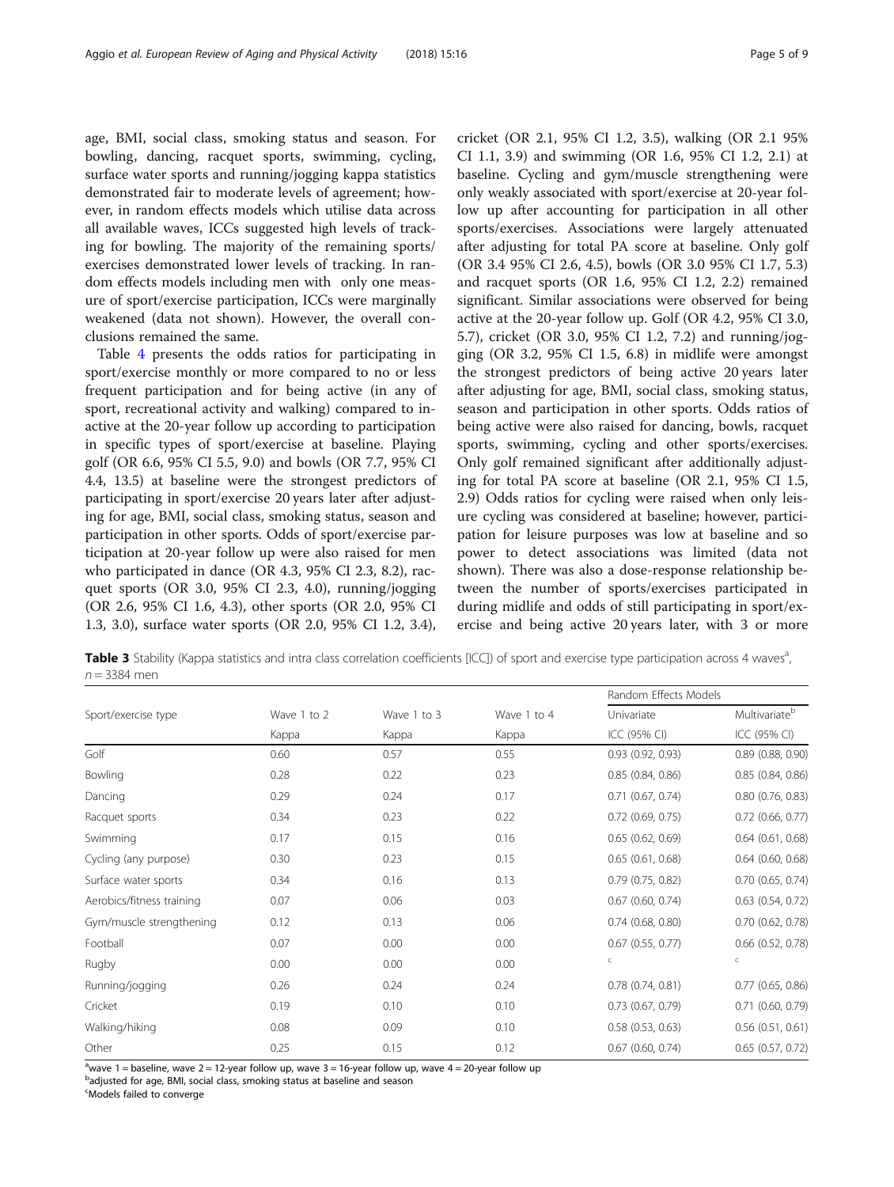age, BMI, social class, smoking status and season. For bowling, dancing, racquet sports, swimming, cycling, surface water sports and running/jogging kappa statistics demonstrated fair to moderate levels of agreement; however, in random effects models which utilise data across all available waves, ICCs suggested high levels of tracking for bowling. The majority of the remaining sports/exercises demonstrated lower levels of tracking. In random effects models including men with only one measure of sport/exercise participation, ICCs were marginally weakened (data not shown). However, the overall conclusions remained the same.

Table 4 presents the odds ratios for participating in sport/exercise monthly or more compared to no or less frequent participation and for being active (in any of sport, recreational activity and walking) compared to inactive at the 20-year follow up according to participation in specific types of sport/exercise at baseline. Playing golf (OR 6.6, 95% CI 5.5, 9.0) and bowls (OR 7.7, 95% CI 4.4, 13.5) at baseline were the strongest predictors of participating in sport/exercise 20 years later after adjusting for age, BMI, social class, smoking status, season and participation in other sports. Odds of sport/exercise participation at 20-year follow up were also raised for men who participated in dance (OR 4.3, 95% CI 2.3, 8.2), racquet sports (OR 3.0, 95% CI 2.3, 4.0), running/jogging (OR 2.6, 95% CI 1.6, 4.3), other sports (OR 2.0, 95% CI 1.3, 3.0), surface water sports (OR 2.0, 95% CI 1.2, 3.4), cricket (OR 2.1, 95% CI 1.2, 3.5), walking (OR 2.1 95% CI 1.1, 3.9) and swimming (OR 1.6, 95% CI 1.2, 2.1) at baseline. Cycling and gym/muscle strengthening were only weakly associated with sport/exercise at 20-year follow up after accounting for participation in all other sports/exercises. Associations were largely attenuated after adjusting for total PA score at baseline. Only golf (OR 3.4 95% CI 2.6, 4.5), bowls (OR 3.0 95% CI 1.7, 5.3) and racquet sports (OR 1.6, 95% CI 1.2, 2.2) remained significant. Similar associations were observed for being active at the 20-year follow up. Golf (OR 4.2, 95% CI 3.0, 5.7), cricket (OR 3.0, 95% CI 1.2, 7.2) and running/jogging (OR 3.2, 95% CI 1.5, 6.8) in midlife were amongst the strongest predictors of being active 20 years later after adjusting for age, BMI, social class, smoking status, season and participation in other sports. Odds ratios of being active were also raised for dancing, bowls, racquet sports, swimming, cycling and other sports/exercises. Only golf remained significant after additionally adjusting for total PA score at baseline (OR 2.1, 95% CI 1.5, 2.9) Odds ratios for cycling were raised when only leisure cycling was considered at baseline; however, participation for leisure purposes was low at baseline and so power to detect associations was limited (data not shown). There was also a dose-response relationship between the number of sports/exercises participated in during midlife and odds of still participating in sport/exercise and being active 20 years later, with 3 or more

**Table 3** Stability (Kappa statistics and intra class correlation coefficients [ICC]) of sport and exercise type participation across 4 waves[a], $n = 3384$ men

| Sport/exercise type | Wave 1 to 2 | Wave 1 to 3 | Wave 1 to 4 | Random Effects Models | |
|---|---|---|---|---|---|
| | | | | Univariate | Multivariate[b] |
| | Kappa | Kappa | Kappa | ICC (95% CI) | ICC (95% CI) |
| Golf | 0.60 | 0.57 | 0.55 | 0.93 (0.92, 0.93) | 0.89 (0.88, 0.90) |
| Bowling | 0.28 | 0.22 | 0.23 | 0.85 (0.84, 0.86) | 0.85 (0.84, 0.86) |
| Dancing | 0.29 | 0.24 | 0.17 | 0.71 (0.67, 0.74) | 0.80 (0.76, 0.83) |
| Racquet sports | 0.34 | 0.23 | 0.22 | 0.72 (0.69, 0.75) | 0.72 (0.66, 0.77) |
| Swimming | 0.17 | 0.15 | 0.16 | 0.65 (0.62, 0.69) | 0.64 (0.61, 0.68) |
| Cycling (any purpose) | 0.30 | 0.23 | 0.15 | 0.65 (0.61, 0.68) | 0.64 (0.60, 0.68) |
| Surface water sports | 0.34 | 0.16 | 0.13 | 0.79 (0.75, 0.82) | 0.70 (0.65, 0.74) |
| Aerobics/fitness training | 0.07 | 0.06 | 0.03 | 0.67 (0.60, 0.74) | 0.63 (0.54, 0.72) |
| Gym/muscle strengthening | 0.12 | 0.13 | 0.06 | 0.74 (0.68, 0.80) | 0.70 (0.62, 0.78) |
| Football | 0.07 | 0.00 | 0.00 | 0.67 (0.55, 0.77) | 0.66 (0.52, 0.78) |
| Rugby | 0.00 | 0.00 | 0.00 | c | c |
| Running/jogging | 0.26 | 0.24 | 0.24 | 0.78 (0.74, 0.81) | 0.77 (0.65, 0.86) |
| Cricket | 0.19 | 0.10 | 0.10 | 0.73 (0.67, 0.79) | 0.71 (0.60, 0.79) |
| Walking/hiking | 0.08 | 0.09 | 0.10 | 0.58 (0.53, 0.63) | 0.56 (0.51, 0.61) |
| Other | 0.25 | 0.15 | 0.12 | 0.67 (0.60, 0.74) | 0.65 (0.57, 0.72) |

[a]wave 1 = baseline, wave 2 = 12-year follow up, wave 3 = 16-year follow up, wave 4 = 20-year follow up
[b]adjusted for age, BMI, social class, smoking status at baseline and season
[c]Models failed to converge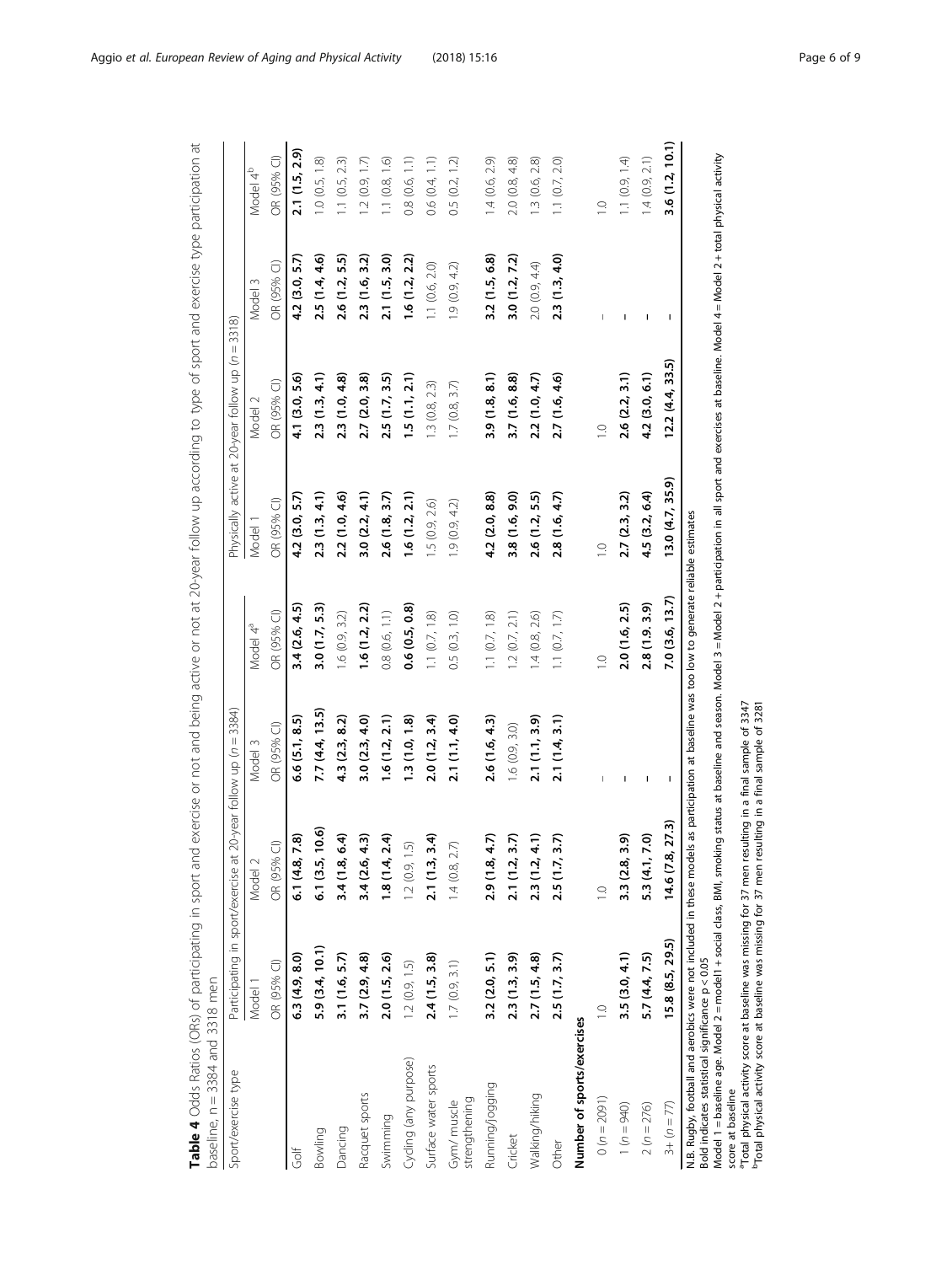**Table 4** Odds Ratios (ORs) of participating in sport and exercise or not and being active or not at 20-year follow up according to type of sport and exercise type participation at baseline, n = 3384 and 3318 men

| Sport/exercise type | Participating in sport/exercise at 20-year follow up (n = 3384) | | | | Physically active at 20-year follow up (n = 3318) | | | |
|---|---|---|---|---|---|---|---|---|
| | Model 1 | Model 2 | Model 3 | Model 4[a] | Model 1 | Model 2 | Model 3 | Model 4[b] |
| | OR (95% CI) | OR (95% CI) | OR (95% CI) | OR (95% CI) | OR (95% CI) | OR (95% CI) | OR (95% CI) | OR (95% CI) |
| Golf | **6.3 (4.9, 8.0)** | **6.1 (4.8, 7.8)** | **6.6 (5.1, 8.5)** | **3.4 (2.6, 4.5)** | **4.2 (3.0, 5.7)** | **4.1 (3.0, 5.6)** | **4.2 (3.0, 5.7)** | **2.1 (1.5, 2.9)** |
| Bowling | **5.9 (3.4, 10.1)** | **6.1 (3.5, 10.6)** | **7.7 (4.4, 13.5)** | **3.0 (1.7, 5.3)** | **2.3 (1.3, 4.1)** | **2.3 (1.3, 4.1)** | **2.5 (1.4, 4.6)** | 1.0 (0.5, 1.8) |
| Dancing | **3.1 (1.6, 5.7)** | **3.4 (1.8, 6.4)** | **4.3 (2.3, 8.2)** | 1.6 (0.9, 3.2) | **2.2 (1.0, 4.6)** | **2.3 (1.0, 4.8)** | **2.6 (1.2, 5.5)** | 1.1 (0.5, 2.3) |
| Racquet sports | **3.7 (2.9, 4.8)** | **3.4 (2.6, 4.3)** | **3.0 (2.3, 4.0)** | **1.6 (1.2, 2.2)** | **3.0 (2.2, 4.1)** | **2.7 (2.0, 3.8)** | **2.3 (1.6, 3.2)** | 1.2 (0.9, 1.7) |
| Swimming | **2.0 (1.5, 2.6)** | **1.8 (1.4, 2.4)** | **1.6 (1.2, 2.1)** | 0.8 (0.6, 1.1) | **2.6 (1.8, 3.7)** | **2.5 (1.7, 3.5)** | **2.1 (1.5, 3.0)** | 1.1 (0.8, 1.6) |
| Cycling (any purpose) | 1.2 (0.9, 1.5) | 1.2 (0.9, 1.5) | **1.3 (1.0, 1.8)** | **0.6 (0.5, 0.8)** | **1.6 (1.2, 2.1)** | **1.5 (1.1, 2.1)** | **1.6 (1.2, 2.2)** | 0.8 (0.6, 1.1) |
| Surface water sports | **2.4 (1.5, 3.8)** | **2.1 (1.3, 3.4)** | **2.0 (1.2, 3.4)** | 1.1 (0.7, 1.8) | 1.5 (0.9, 2.6) | 1.3 (0.8, 2.3) | 1.1 (0.6, 2.0) | 0.6 (0.4, 1.1) |
| Gym/ muscle strengthening | 1.7 (0.9, 3.1) | 1.4 (0.8, 2.7) | **2.1 (1.1, 4.0)** | 0.5 (0.3, 1.0) | 1.9 (0.9, 4.2) | 1.7 (0.8, 3.7) | 1.9 (0.9, 4.2) | 0.5 (0.2, 1.2) |
| Running/jogging | **3.2 (2.0, 5.1)** | **2.9 (1.8, 4.7)** | **2.6 (1.6, 4.3)** | 1.1 (0.7, 1.8) | **4.2 (2.0, 8.8)** | **3.9 (1.8, 8.1)** | **3.2 (1.5, 6.8)** | 1.4 (0.6, 2.9) |
| Cricket | **2.3 (1.3, 3.9)** | **2.1 (1.2, 3.7)** | 1.6 (0.9, 3.0) | 1.2 (0.7, 2.1) | **3.8 (1.6, 9.0)** | **3.7 (1.6, 8.8)** | **3.0 (1.2, 7.2)** | 2.0 (0.8, 4.8) |
| Walking/hiking | **2.7 (1.5, 4.8)** | **2.3 (1.2, 4.1)** | **2.1 (1.1, 3.9)** | 1.4 (0.8, 2.6) | **2.6 (1.2, 5.5)** | **2.2 (1.0, 4.7)** | 2.0 (0.9, 4.4) | 1.3 (0.6, 2.8) |
| Other | **2.5 (1.7, 3.7)** | **2.5 (1.7, 3.7)** | **2.1 (1.4, 3.1)** | 1.1 (0.7, 1.7) | **2.8 (1.6, 4.7)** | **2.7 (1.6, 4.6)** | **2.3 (1.3, 4.0)** | 1.1 (0.7, 2.0) |
| **Number of sports/exercises** | | | | | | | | |
| 0 (n = 2091) | 1.0 | 1.0 | – | 1.0 | 1.0 | 1.0 | – | 1.0 |
| 1 (n = 940) | **3.5 (3.0, 4.1)** | **3.3 (2.8, 3.9)** | – | **2.0 (1.6, 2.5)** | **2.7 (2.3, 3.2)** | **2.6 (2.2, 3.1)** | – | 1.1 (0.9, 1.4) |
| 2 (n = 276) | **5.7 (4.4, 7.5)** | **5.3 (4.1, 7.0)** | – | **2.8 (1.9. 3.9)** | **4.5 (3.2, 6.4)** | **4.2 (3.0, 6.1)** | – | 1.4 (0.9, 2.1) |
| 3+ (n = 77) | **15.8 (8.5, 29.5)** | **14.6 (7.8, 27.3)** | – | **7.0 (3.6, 13.7)** | **13.0 (4.7, 35.9)** | **12.2 (4.4, 33.5)** | – | **3.6 (1.2, 10.1)** |

N.B. Rugby, football and aerobics were not included in these models as participation at baseline was too low to generate reliable estimates
Bold indicates statistical significance $p < 0.05$
Model 1 = baseline age. Model 2 = model1 + social class, BMI, smoking status at baseline and season. Model 3 = Model 2 + participation in all sport and exercises at baseline. Model 4 = Model 2 + total physical activity score at baseline
[a]Total physical activity score at baseline was missing for 37 men resulting in a final sample of 3347
[b]Total physical activity score at baseline was missing for 37 men resulting in a final sample of 3281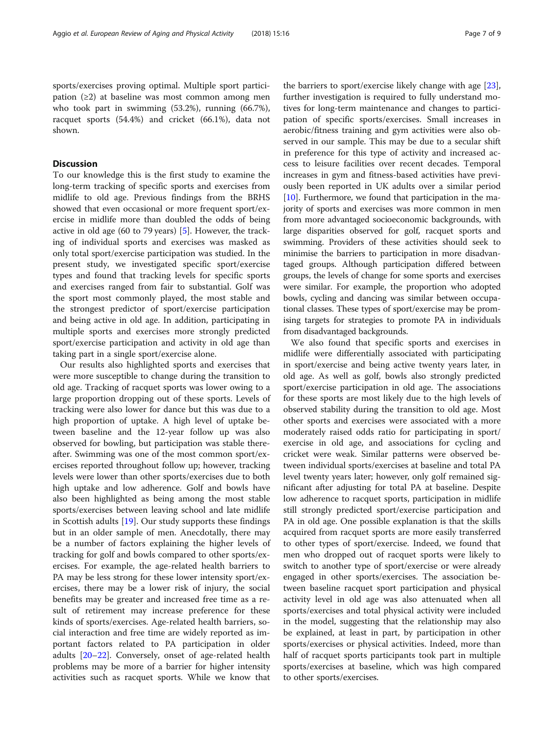sports/exercises proving optimal. Multiple sport participation (≥2) at baseline was most common among men who took part in swimming (53.2%), running (66.7%), racquet sports (54.4%) and cricket (66.1%), data not shown.

## Discussion

To our knowledge this is the first study to examine the long-term tracking of specific sports and exercises from midlife to old age. Previous findings from the BRHS showed that even occasional or more frequent sport/exercise in midlife more than doubled the odds of being active in old age (60 to 79 years) [5]. However, the tracking of individual sports and exercises was masked as only total sport/exercise participation was studied. In the present study, we investigated specific sport/exercise types and found that tracking levels for specific sports and exercises ranged from fair to substantial. Golf was the sport most commonly played, the most stable and the strongest predictor of sport/exercise participation and being active in old age. In addition, participating in multiple sports and exercises more strongly predicted sport/exercise participation and activity in old age than taking part in a single sport/exercise alone.

Our results also highlighted sports and exercises that were more susceptible to change during the transition to old age. Tracking of racquet sports was lower owing to a large proportion dropping out of these sports. Levels of tracking were also lower for dance but this was due to a high proportion of uptake. A high level of uptake between baseline and the 12-year follow up was also observed for bowling, but participation was stable thereafter. Swimming was one of the most common sport/exercises reported throughout follow up; however, tracking levels were lower than other sports/exercises due to both high uptake and low adherence. Golf and bowls have also been highlighted as being among the most stable sports/exercises between leaving school and late midlife in Scottish adults [19]. Our study supports these findings but in an older sample of men. Anecdotally, there may be a number of factors explaining the higher levels of tracking for golf and bowls compared to other sports/exercises. For example, the age-related health barriers to PA may be less strong for these lower intensity sport/exercises, there may be a lower risk of injury, the social benefits may be greater and increased free time as a result of retirement may increase preference for these kinds of sports/exercises. Age-related health barriers, social interaction and free time are widely reported as important factors related to PA participation in older adults [20–22]. Conversely, onset of age-related health problems may be more of a barrier for higher intensity activities such as racquet sports. While we know that the barriers to sport/exercise likely change with age [23], further investigation is required to fully understand motives for long-term maintenance and changes to participation of specific sports/exercises. Small increases in aerobic/fitness training and gym activities were also observed in our sample. This may be due to a secular shift in preference for this type of activity and increased access to leisure facilities over recent decades. Temporal increases in gym and fitness-based activities have previously been reported in UK adults over a similar period [10]. Furthermore, we found that participation in the majority of sports and exercises was more common in men from more advantaged socioeconomic backgrounds, with large disparities observed for golf, racquet sports and swimming. Providers of these activities should seek to minimise the barriers to participation in more disadvantaged groups. Although participation differed between groups, the levels of change for some sports and exercises were similar. For example, the proportion who adopted bowls, cycling and dancing was similar between occupational classes. These types of sport/exercise may be promising targets for strategies to promote PA in individuals from disadvantaged backgrounds.

We also found that specific sports and exercises in midlife were differentially associated with participating in sport/exercise and being active twenty years later, in old age. As well as golf, bowls also strongly predicted sport/exercise participation in old age. The associations for these sports are most likely due to the high levels of observed stability during the transition to old age. Most other sports and exercises were associated with a more moderately raised odds ratio for participating in sport/exercise in old age, and associations for cycling and cricket were weak. Similar patterns were observed between individual sports/exercises at baseline and total PA level twenty years later; however, only golf remained significant after adjusting for total PA at baseline. Despite low adherence to racquet sports, participation in midlife still strongly predicted sport/exercise participation and PA in old age. One possible explanation is that the skills acquired from racquet sports are more easily transferred to other types of sport/exercise. Indeed, we found that men who dropped out of racquet sports were likely to switch to another type of sport/exercise or were already engaged in other sports/exercises. The association between baseline racquet sport participation and physical activity level in old age was also attenuated when all sports/exercises and total physical activity were included in the model, suggesting that the relationship may also be explained, at least in part, by participation in other sports/exercises or physical activities. Indeed, more than half of racquet sports participants took part in multiple sports/exercises at baseline, which was high compared to other sports/exercises.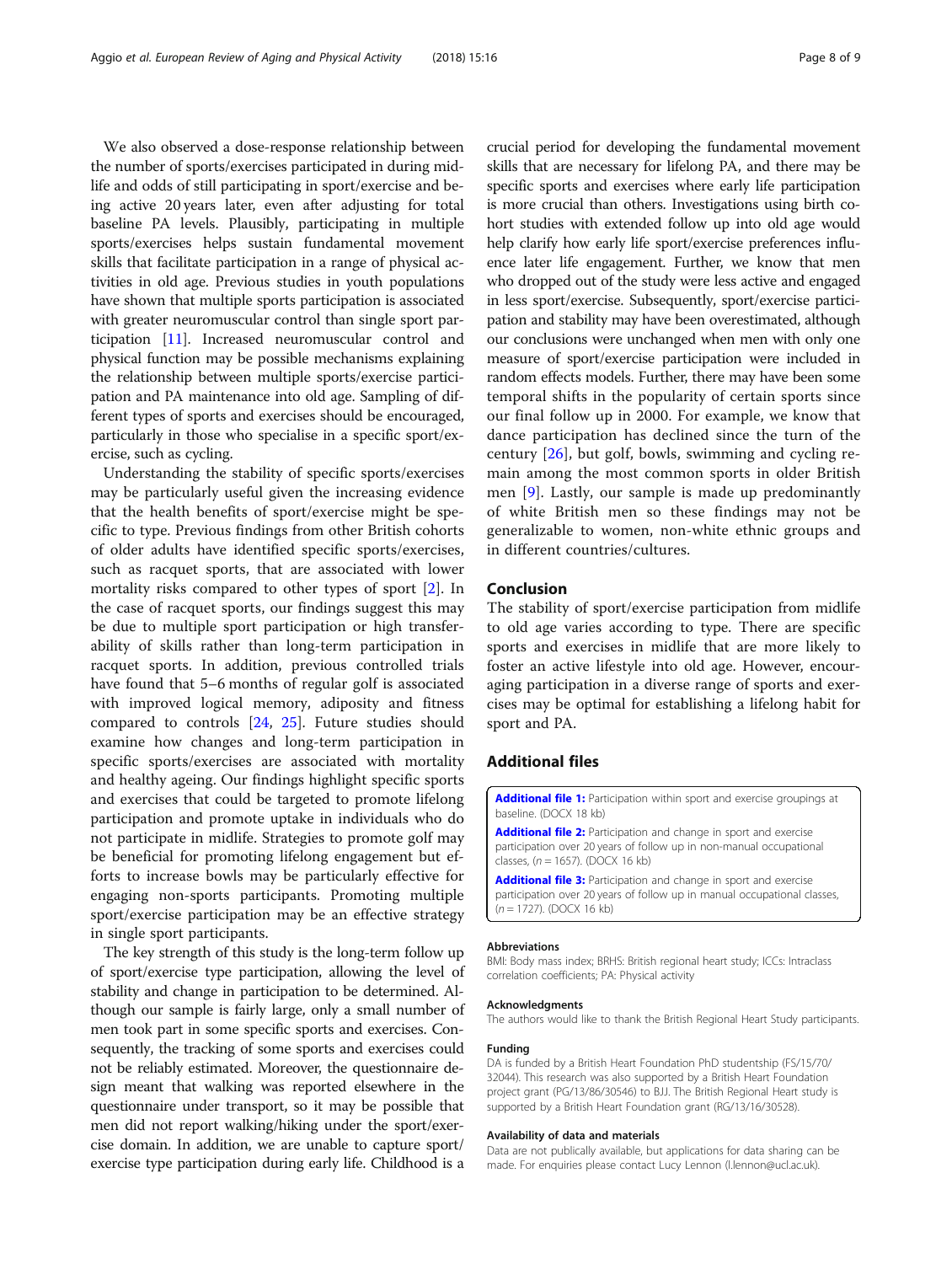We also observed a dose-response relationship between the number of sports/exercises participated in during midlife and odds of still participating in sport/exercise and being active 20 years later, even after adjusting for total baseline PA levels. Plausibly, participating in multiple sports/exercises helps sustain fundamental movement skills that facilitate participation in a range of physical activities in old age. Previous studies in youth populations have shown that multiple sports participation is associated with greater neuromuscular control than single sport participation [11]. Increased neuromuscular control and physical function may be possible mechanisms explaining the relationship between multiple sports/exercise participation and PA maintenance into old age. Sampling of different types of sports and exercises should be encouraged, particularly in those who specialise in a specific sport/exercise, such as cycling.

Understanding the stability of specific sports/exercises may be particularly useful given the increasing evidence that the health benefits of sport/exercise might be specific to type. Previous findings from other British cohorts of older adults have identified specific sports/exercises, such as racquet sports, that are associated with lower mortality risks compared to other types of sport [2]. In the case of racquet sports, our findings suggest this may be due to multiple sport participation or high transferability of skills rather than long-term participation in racquet sports. In addition, previous controlled trials have found that 5–6 months of regular golf is associated with improved logical memory, adiposity and fitness compared to controls [24, 25]. Future studies should examine how changes and long-term participation in specific sports/exercises are associated with mortality and healthy ageing. Our findings highlight specific sports and exercises that could be targeted to promote lifelong participation and promote uptake in individuals who do not participate in midlife. Strategies to promote golf may be beneficial for promoting lifelong engagement but efforts to increase bowls may be particularly effective for engaging non-sports participants. Promoting multiple sport/exercise participation may be an effective strategy in single sport participants.

The key strength of this study is the long-term follow up of sport/exercise type participation, allowing the level of stability and change in participation to be determined. Although our sample is fairly large, only a small number of men took part in some specific sports and exercises. Consequently, the tracking of some sports and exercises could not be reliably estimated. Moreover, the questionnaire design meant that walking was reported elsewhere in the questionnaire under transport, so it may be possible that men did not report walking/hiking under the sport/exercise domain. In addition, we are unable to capture sport/exercise type participation during early life. Childhood is a crucial period for developing the fundamental movement skills that are necessary for lifelong PA, and there may be specific sports and exercises where early life participation is more crucial than others. Investigations using birth cohort studies with extended follow up into old age would help clarify how early life sport/exercise preferences influence later life engagement. Further, we know that men who dropped out of the study were less active and engaged in less sport/exercise. Subsequently, sport/exercise participation and stability may have been overestimated, although our conclusions were unchanged when men with only one measure of sport/exercise participation were included in random effects models. Further, there may have been some temporal shifts in the popularity of certain sports since our final follow up in 2000. For example, we know that dance participation has declined since the turn of the century [26], but golf, bowls, swimming and cycling remain among the most common sports in older British men [9]. Lastly, our sample is made up predominantly of white British men so these findings may not be generalizable to women, non-white ethnic groups and in different countries/cultures.

## Conclusion

The stability of sport/exercise participation from midlife to old age varies according to type. There are specific sports and exercises in midlife that are more likely to foster an active lifestyle into old age. However, encouraging participation in a diverse range of sports and exercises may be optimal for establishing a lifelong habit for sport and PA.

## Additional files

**Additional file 1:** Participation within sport and exercise groupings at baseline. (DOCX 18 kb)

**Additional file 2:** Participation and change in sport and exercise participation over 20 years of follow up in non-manual occupational classes, ($n = 1657$). (DOCX 16 kb)

**Additional file 3:** Participation and change in sport and exercise participation over 20 years of follow up in manual occupational classes, ($n = 1727$). (DOCX 16 kb)

#### Abbreviations

BMI: Body mass index; BRHS: British regional heart study; ICCs: Intraclass correlation coefficients; PA: Physical activity

#### Acknowledgments

The authors would like to thank the British Regional Heart Study participants.

#### Funding

DA is funded by a British Heart Foundation PhD studentship (FS/15/70/32044). This research was also supported by a British Heart Foundation project grant (PG/13/86/30546) to BJJ. The British Regional Heart study is supported by a British Heart Foundation grant (RG/13/16/30528).

#### Availability of data and materials

Data are not publically available, but applications for data sharing can be made. For enquiries please contact Lucy Lennon (l.lennon@ucl.ac.uk).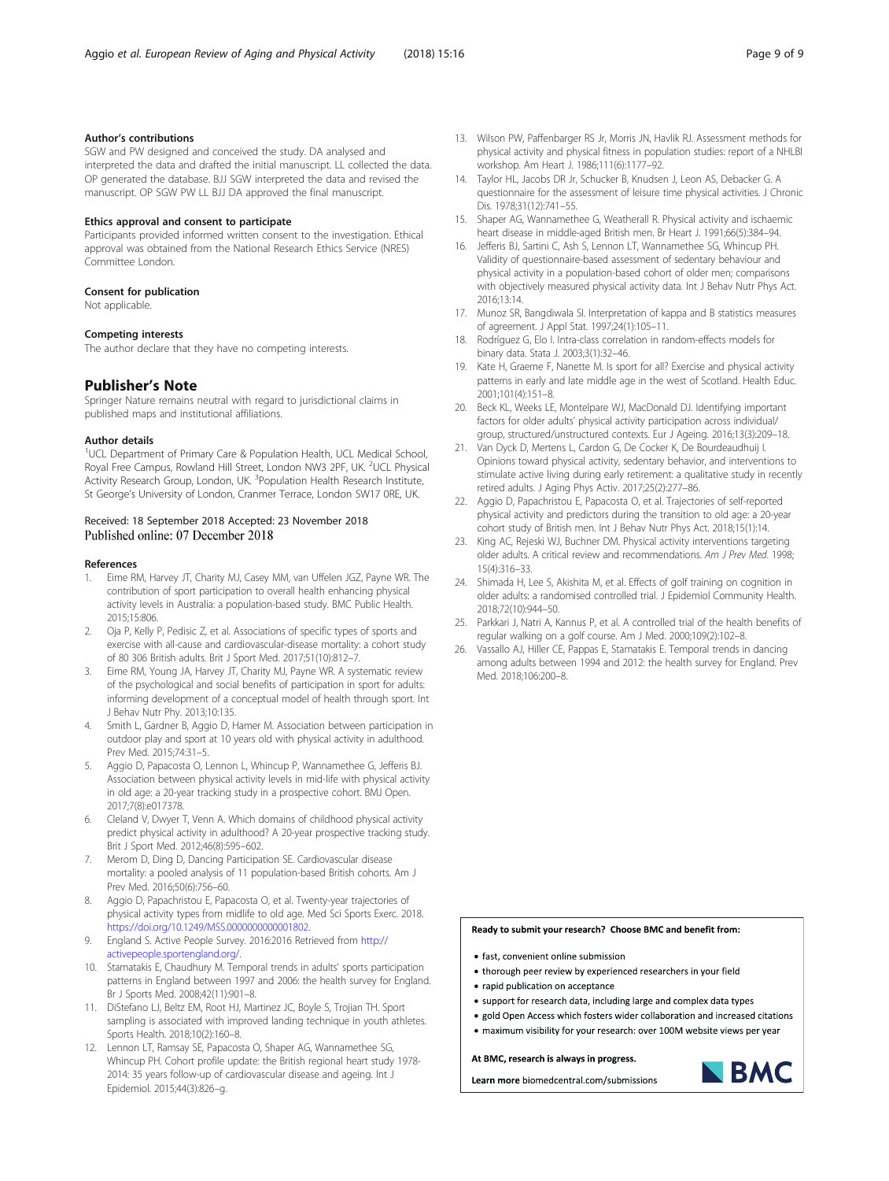### Author's contributions

SGW and PW designed and conceived the study. DA analysed and interpreted the data and drafted the initial manuscript. LL collected the data. OP generated the database. BJJ SGW interpreted the data and revised the manuscript. OP SGW PW LL BJJ DA approved the final manuscript.

### Ethics approval and consent to participate

Participants provided informed written consent to the investigation. Ethical approval was obtained from the National Research Ethics Service (NRES) Committee London.

### Consent for publication

Not applicable.

### Competing interests

The author declare that they have no competing interests.

## Publisher's Note

Springer Nature remains neutral with regard to jurisdictional claims in published maps and institutional affiliations.

### Author details

[1]UCL Department of Primary Care & Population Health, UCL Medical School, Royal Free Campus, Rowland Hill Street, London NW3 2PF, UK. [2]UCL Physical Activity Research Group, London, UK. [3]Population Health Research Institute, St George's University of London, Cranmer Terrace, London SW17 0RE, UK.

Received: 18 September 2018 Accepted: 23 November 2018
Published online: 07 December 2018

### References

1. Eime RM, Harvey JT, Charity MJ, Casey MM, van Uffelen JGZ, Payne WR. The contribution of sport participation to overall health enhancing physical activity levels in Australia: a population-based study. BMC Public Health. 2015;15:806.
2. Oja P, Kelly P, Pedisic Z, et al. Associations of specific types of sports and exercise with all-cause and cardiovascular-disease mortality: a cohort study of 80 306 British adults. Brit J Sport Med. 2017;51(10):812–7.
3. Eime RM, Young JA, Harvey JT, Charity MJ, Payne WR. A systematic review of the psychological and social benefits of participation in sport for adults: informing development of a conceptual model of health through sport. Int J Behav Nutr Phy. 2013;10:135.
4. Smith L, Gardner B, Aggio D, Hamer M. Association between participation in outdoor play and sport at 10 years old with physical activity in adulthood. Prev Med. 2015;74:31–5.
5. Aggio D, Papacosta O, Lennon L, Whincup P, Wannamethee G, Jefferis BJ. Association between physical activity levels in mid-life with physical activity in old age: a 20-year tracking study in a prospective cohort. BMJ Open. 2017;7(8):e017378.
6. Cleland V, Dwyer T, Venn A. Which domains of childhood physical activity predict physical activity in adulthood? A 20-year prospective tracking study. Brit J Sport Med. 2012;46(8):595–602.
7. Merom D, Ding D, Dancing Participation SE. Cardiovascular disease mortality: a pooled analysis of 11 population-based British cohorts. Am J Prev Med. 2016;50(6):756–60.
8. Aggio D, Papachristou E, Papacosta O, et al. Twenty-year trajectories of physical activity types from midlife to old age. Med Sci Sports Exerc. 2018. https://doi.org/10.1249/MSS.0000000000001802.
9. England S. Active People Survey. 2016:2016 Retrieved from http://activepeople.sportengland.org/.
10. Stamatakis E, Chaudhury M. Temporal trends in adults' sports participation patterns in England between 1997 and 2006: the health survey for England. Br J Sports Med. 2008;42(11):901–8.
11. DiStefano LJ, Beltz EM, Root HJ, Martinez JC, Boyle S, Trojian TH. Sport sampling is associated with improved landing technique in youth athletes. Sports Health. 2018;10(2):160–8.
12. Lennon LT, Ramsay SE, Papacosta O, Shaper AG, Wannamethee SG, Whincup PH. Cohort profile update: the British regional heart study 1978-2014: 35 years follow-up of cardiovascular disease and ageing. Int J Epidemiol. 2015;44(3):826–g.
13. Wilson PW, Paffenbarger RS Jr, Morris JN, Havlik RJ. Assessment methods for physical activity and physical fitness in population studies: report of a NHLBI workshop. Am Heart J. 1986;111(6):1177–92.
14. Taylor HL, Jacobs DR Jr, Schucker B, Knudsen J, Leon AS, Debacker G. A questionnaire for the assessment of leisure time physical activities. J Chronic Dis. 1978;31(12):741–55.
15. Shaper AG, Wannamethee G, Weatherall R. Physical activity and ischaemic heart disease in middle-aged British men. Br Heart J. 1991;66(5):384–94.
16. Jefferis BJ, Sartini C, Ash S, Lennon LT, Wannamethee SG, Whincup PH. Validity of questionnaire-based assessment of sedentary behaviour and physical activity in a population-based cohort of older men; comparisons with objectively measured physical activity data. Int J Behav Nutr Phys Act. 2016;13:14.
17. Munoz SR, Bangdiwala SI. Interpretation of kappa and B statistics measures of agreement. J Appl Stat. 1997;24(1):105–11.
18. Rodríguez G, Elo I. Intra-class correlation in random-effects models for binary data. Stata J. 2003;3(1):32–46.
19. Kate H, Graeme F, Nanette M. Is sport for all? Exercise and physical activity patterns in early and late middle age in the west of Scotland. Health Educ. 2001;101(4):151–8.
20. Beck KL, Weeks LE, Montelpare WJ, MacDonald DJ. Identifying important factors for older adults' physical activity participation across individual/group, structured/unstructured contexts. Eur J Ageing. 2016;13(3):209–18.
21. Van Dyck D, Mertens L, Cardon G, De Cocker K, De Bourdeaudhuij I. Opinions toward physical activity, sedentary behavior, and interventions to stimulate active living during early retirement: a qualitative study in recently retired adults. J Aging Phys Activ. 2017;25(2):277–86.
22. Aggio D, Papachristou E, Papacosta O, et al. Trajectories of self-reported physical activity and predictors during the transition to old age: a 20-year cohort study of British men. Int J Behav Nutr Phys Act. 2018;15(1):14.
23. King AC, Rejeski WJ, Buchner DM. Physical activity interventions targeting older adults. A critical review and recommendations. *Am J Prev Med*. 1998; 15(4):316–33.
24. Shimada H, Lee S, Akishita M, et al. Effects of golf training on cognition in older adults: a randomised controlled trial. J Epidemiol Community Health. 2018;72(10):944–50.
25. Parkkari J, Natri A, Kannus P, et al. A controlled trial of the health benefits of regular walking on a golf course. Am J Med. 2000;109(2):102–8.
26. Vassallo AJ, Hiller CE, Pappas E, Stamatakis E. Temporal trends in dancing among adults between 1994 and 2012: the health survey for England. Prev Med. 2018;106:200–8.

**Ready to submit your research? Choose BMC and benefit from:**

- fast, convenient online submission
- thorough peer review by experienced researchers in your field
- rapid publication on acceptance
- support for research data, including large and complex data types
- gold Open Access which fosters wider collaboration and increased citations
- maximum visibility for your research: over 100M website views per year

**At BMC, research is always in progress.**

**Learn more** biomedcentral.com/submissions

BMC